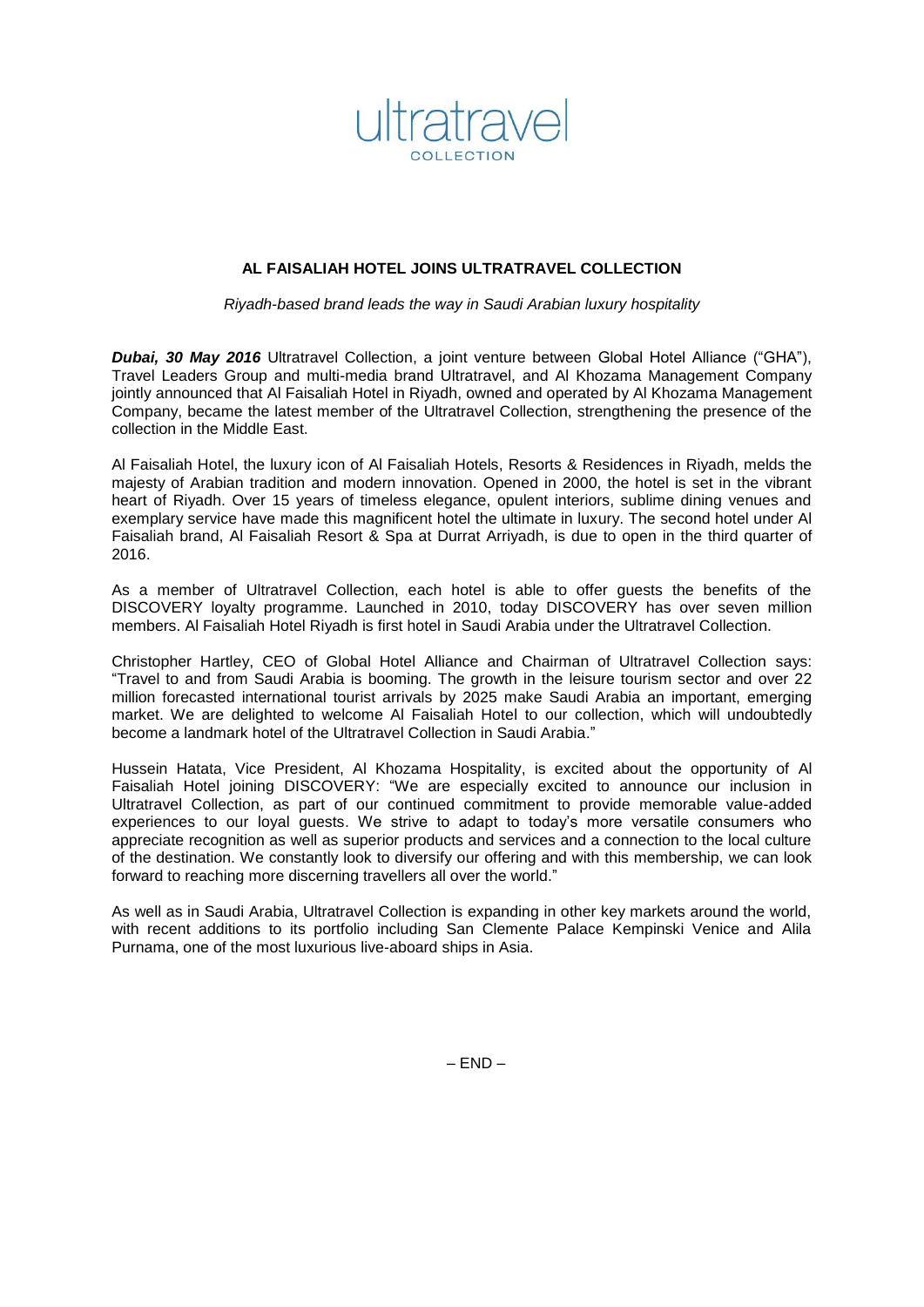ultratravel COLLECTION

## AL FAISALIAH HOTEL JOINS ULTRATRAVEL COLLECTION

*Riyadh-based brand leads the way in Saudi Arabian luxury hospitality*

***Dubai, 30 May 2016*** Ultratravel Collection, a joint venture between Global Hotel Alliance ("GHA"), Travel Leaders Group and multi-media brand Ultratravel, and Al Khozama Management Company jointly announced that Al Faisaliah Hotel in Riyadh, owned and operated by Al Khozama Management Company, became the latest member of the Ultratravel Collection, strengthening the presence of the collection in the Middle East.

Al Faisaliah Hotel, the luxury icon of Al Faisaliah Hotels, Resorts & Residences in Riyadh, melds the majesty of Arabian tradition and modern innovation. Opened in 2000, the hotel is set in the vibrant heart of Riyadh. Over 15 years of timeless elegance, opulent interiors, sublime dining venues and exemplary service have made this magnificent hotel the ultimate in luxury. The second hotel under Al Faisaliah brand, Al Faisaliah Resort & Spa at Durrat Arriyadh, is due to open in the third quarter of 2016.

As a member of Ultratravel Collection, each hotel is able to offer guests the benefits of the DISCOVERY loyalty programme. Launched in 2010, today DISCOVERY has over seven million members. Al Faisaliah Hotel Riyadh is first hotel in Saudi Arabia under the Ultratravel Collection.

Christopher Hartley, CEO of Global Hotel Alliance and Chairman of Ultratravel Collection says: "Travel to and from Saudi Arabia is booming. The growth in the leisure tourism sector and over 22 million forecasted international tourist arrivals by 2025 make Saudi Arabia an important, emerging market. We are delighted to welcome Al Faisaliah Hotel to our collection, which will undoubtedly become a landmark hotel of the Ultratravel Collection in Saudi Arabia."

Hussein Hatata, Vice President, Al Khozama Hospitality, is excited about the opportunity of Al Faisaliah Hotel joining DISCOVERY: "We are especially excited to announce our inclusion in Ultratravel Collection, as part of our continued commitment to provide memorable value-added experiences to our loyal guests. We strive to adapt to today's more versatile consumers who appreciate recognition as well as superior products and services and a connection to the local culture of the destination. We constantly look to diversify our offering and with this membership, we can look forward to reaching more discerning travellers all over the world."

As well as in Saudi Arabia, Ultratravel Collection is expanding in other key markets around the world, with recent additions to its portfolio including San Clemente Palace Kempinski Venice and Alila Purnama, one of the most luxurious live-aboard ships in Asia.

– END –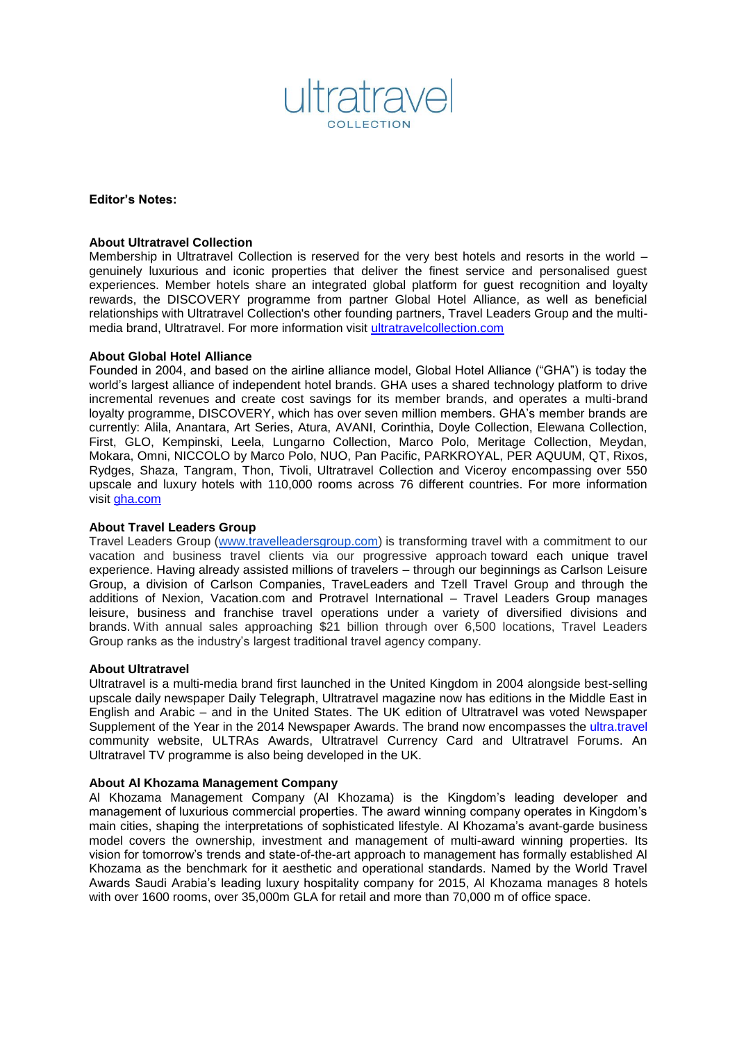**Editor's Notes:**

**About Ultratravel Collection**

Membership in Ultratravel Collection is reserved for the very best hotels and resorts in the world – genuinely luxurious and iconic properties that deliver the finest service and personalised guest experiences. Member hotels share an integrated global platform for guest recognition and loyalty rewards, the DISCOVERY programme from partner Global Hotel Alliance, as well as beneficial relationships with Ultratravel Collection's other founding partners, Travel Leaders Group and the multi-media brand, Ultratravel. For more information visit [ultratravelcollection.com](ultratravelcollection.com)

**About Global Hotel Alliance**

Founded in 2004, and based on the airline alliance model, Global Hotel Alliance ("GHA") is today the world's largest alliance of independent hotel brands. GHA uses a shared technology platform to drive incremental revenues and create cost savings for its member brands, and operates a multi-brand loyalty programme, DISCOVERY, which has over seven million members. GHA's member brands are currently: Alila, Anantara, Art Series, Atura, AVANI, Corinthia, Doyle Collection, Elewana Collection, First, GLO, Kempinski, Leela, Lungarno Collection, Marco Polo, Meritage Collection, Meydan, Mokara, Omni, NICCOLO by Marco Polo, NUO, Pan Pacific, PARKROYAL, PER AQUUM, QT, Rixos, Rydges, Shaza, Tangram, Thon, Tivoli, Ultratravel Collection and Viceroy encompassing over 550 upscale and luxury hotels with 110,000 rooms across 76 different countries. For more information visit [gha.com](gha.com)

**About Travel Leaders Group**

Travel Leaders Group ([www.travelleadersgroup.com](www.travelleadersgroup.com)) is transforming travel with a commitment to our vacation and business travel clients via our progressive approach toward each unique travel experience. Having already assisted millions of travelers – through our beginnings as Carlson Leisure Group, a division of Carlson Companies, TraveLeaders and Tzell Travel Group and through the additions of Nexion, Vacation.com and Protravel International – Travel Leaders Group manages leisure, business and franchise travel operations under a variety of diversified divisions and brands. With annual sales approaching $21 billion through over 6,500 locations, Travel Leaders Group ranks as the industry's largest traditional travel agency company.

**About Ultratravel**

Ultratravel is a multi-media brand first launched in the United Kingdom in 2004 alongside best-selling upscale daily newspaper Daily Telegraph, Ultratravel magazine now has editions in the Middle East in English and Arabic – and in the United States. The UK edition of Ultratravel was voted Newspaper Supplement of the Year in the 2014 Newspaper Awards. The brand now encompasses the ultra.travel community website, ULTRAs Awards, Ultratravel Currency Card and Ultratravel Forums. An Ultratravel TV programme is also being developed in the UK.

**About Al Khozama Management Company**

Al Khozama Management Company (Al Khozama) is the Kingdom's leading developer and management of luxurious commercial properties. The award winning company operates in Kingdom's main cities, shaping the interpretations of sophisticated lifestyle. Al Khozama's avant-garde business model covers the ownership, investment and management of multi-award winning properties. Its vision for tomorrow's trends and state-of-the-art approach to management has formally established Al Khozama as the benchmark for it aesthetic and operational standards. Named by the World Travel Awards Saudi Arabia's leading luxury hospitality company for 2015, Al Khozama manages 8 hotels with over 1600 rooms, over 35,000m GLA for retail and more than 70,000 m of office space.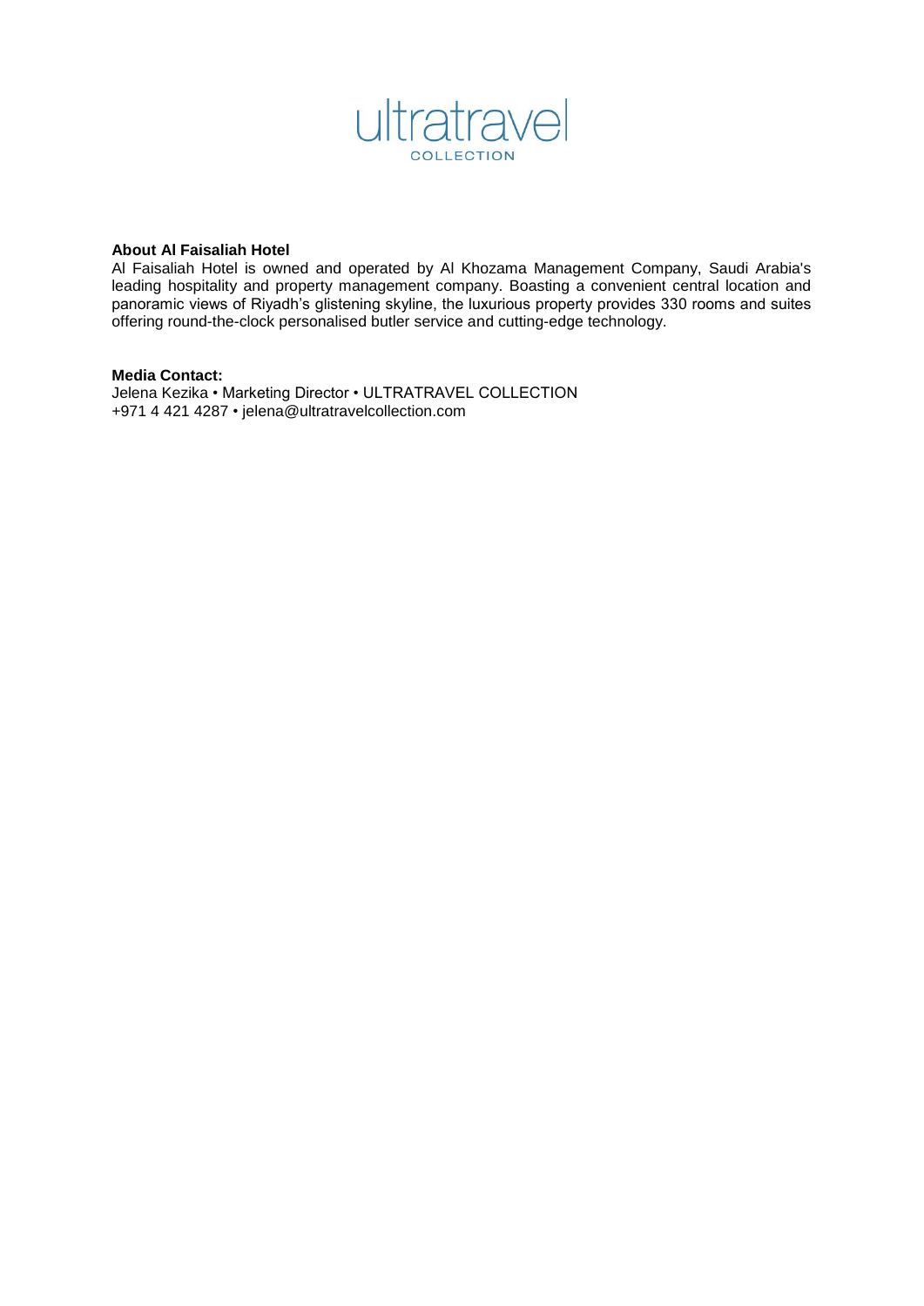**About Al Faisaliah Hotel**

Al Faisaliah Hotel is owned and operated by Al Khozama Management Company, Saudi Arabia's leading hospitality and property management company. Boasting a convenient central location and panoramic views of Riyadh's glistening skyline, the luxurious property provides 330 rooms and suites offering round-the-clock personalised butler service and cutting-edge technology.

**Media Contact:**

Jelena Kezika • Marketing Director • ULTRATRAVEL COLLECTION
+971 4 421 4287 • jelena@ultratravelcollection.com